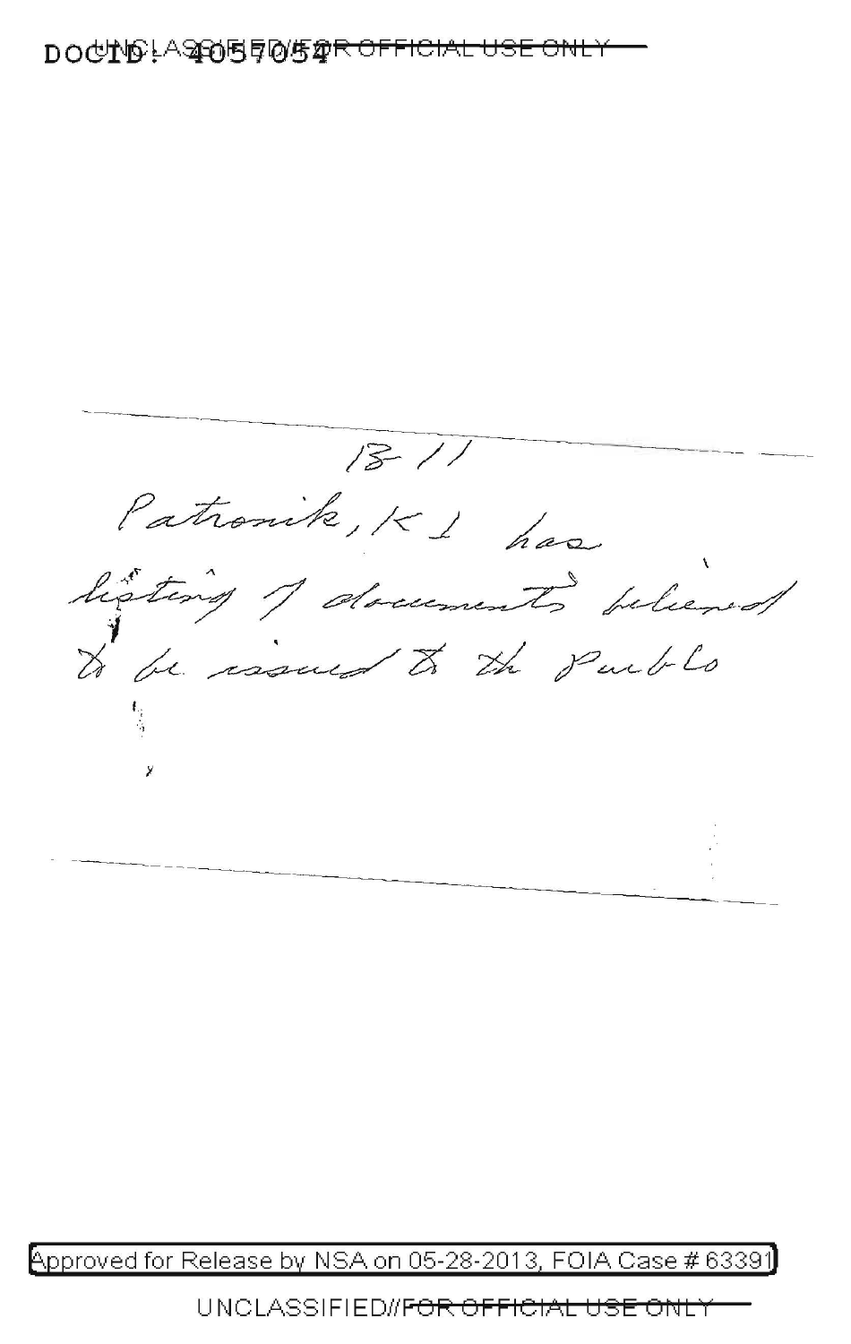DOCID: 4057054

UNCLASSIFIED//~~FOR OFFICIAL USE ONLY~~

B 11

Patronik, K I has listing 7 documents believed to be issued to the Pueblo

Approved for Release by NSA on 05-28-2013, FOIA Case # 63391

UNCLASSIFIED//~~FOR OFFICIAL USE ONLY~~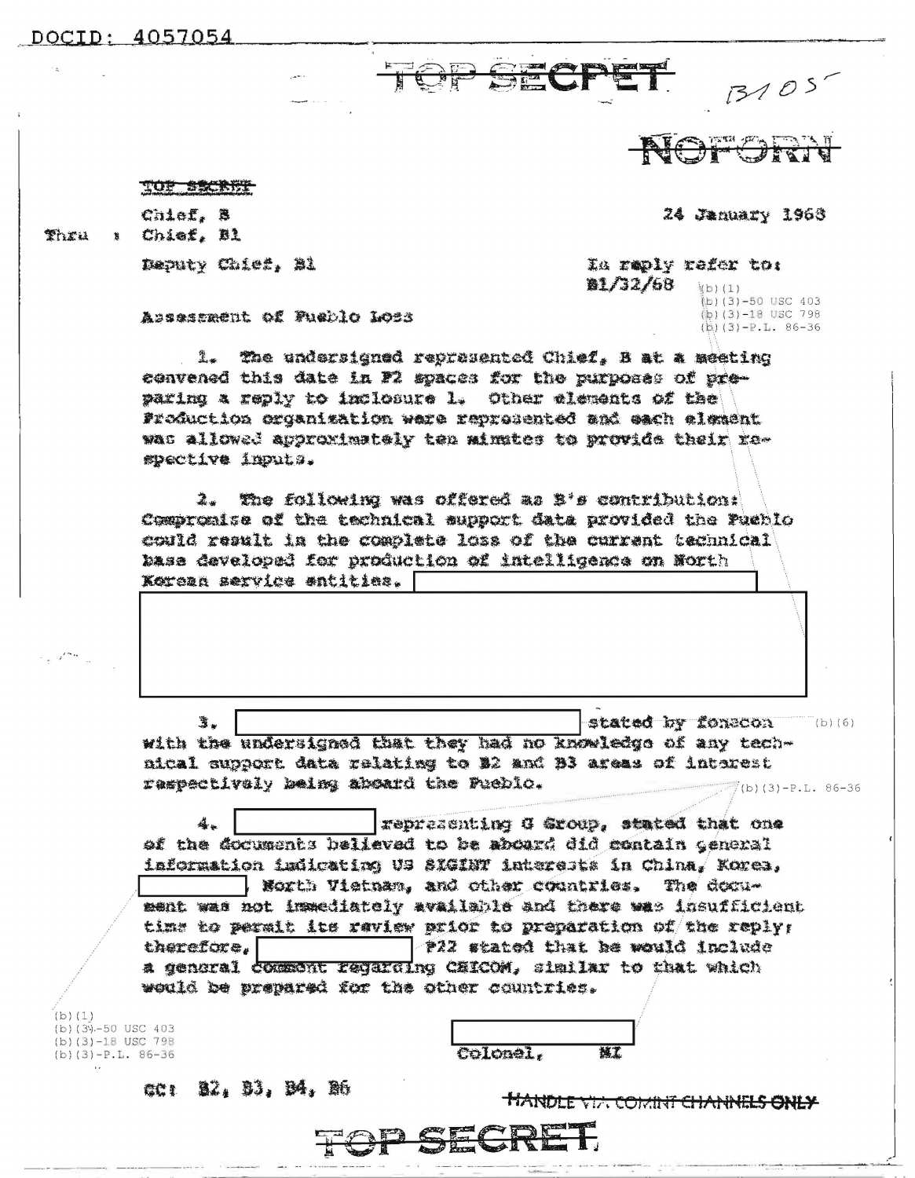DOCID: 4057054

~~TOP SECRET~~ B105

~~NOFORN~~

~~TOP SECRET~~

Chief, B

Thru : Chief, B1

Deputy Chief, B1

24 January 1968

In reply refer to:
B1/32/68

(b)(1)
(b)(3)-50 USC 403
(b)(3)-18 USC 798
(b)(3)-P.L. 86-36

Assessment of Pueblo Loss

1. The undersigned represented Chief, B at a meeting convened this date in P2 spaces for the purposes of preparing a reply to inclosure 1. Other elements of the Production organization were represented and each element was allowed approximately ten minutes to provide their respective inputs.

2. The following was offered as B's contribution: Compromise of the technical support data provided the Pueblo could result in the complete loss of the current technical base developed for production of intelligence on North Korean service entities. [REDACTED]

[REDACTED]

3. [REDACTED] stated by fonecon with the undersigned that they had no knowledge of any technical support data relating to B2 and B3 areas of interest respectively being aboard the Pueblo.

(b)(6)

(b)(3)-P.L. 86-36

4. [REDACTED] representing G Group, stated that one of the documents believed to be aboard did contain general information indicating US SIGINT interests in China, Korea, [REDACTED] North Vietnam, and other countries. The document was not immediately available and there was insufficient time to permit its review prior to preparation of the reply; therefore, [REDACTED] P22 stated that he would include a general comment regarding CHICOM, similar to that which would be prepared for the other countries.

(b)(1)
(b)(3)-50 USC 403
(b)(3)-18 USC 798
(b)(3)-P.L. 86-36

[REDACTED]
Colonel, MI

CC: B2, B3, B4, B6

~~HANDLE VIA COMINT CHANNELS ONLY~~

~~TOP SECRET~~